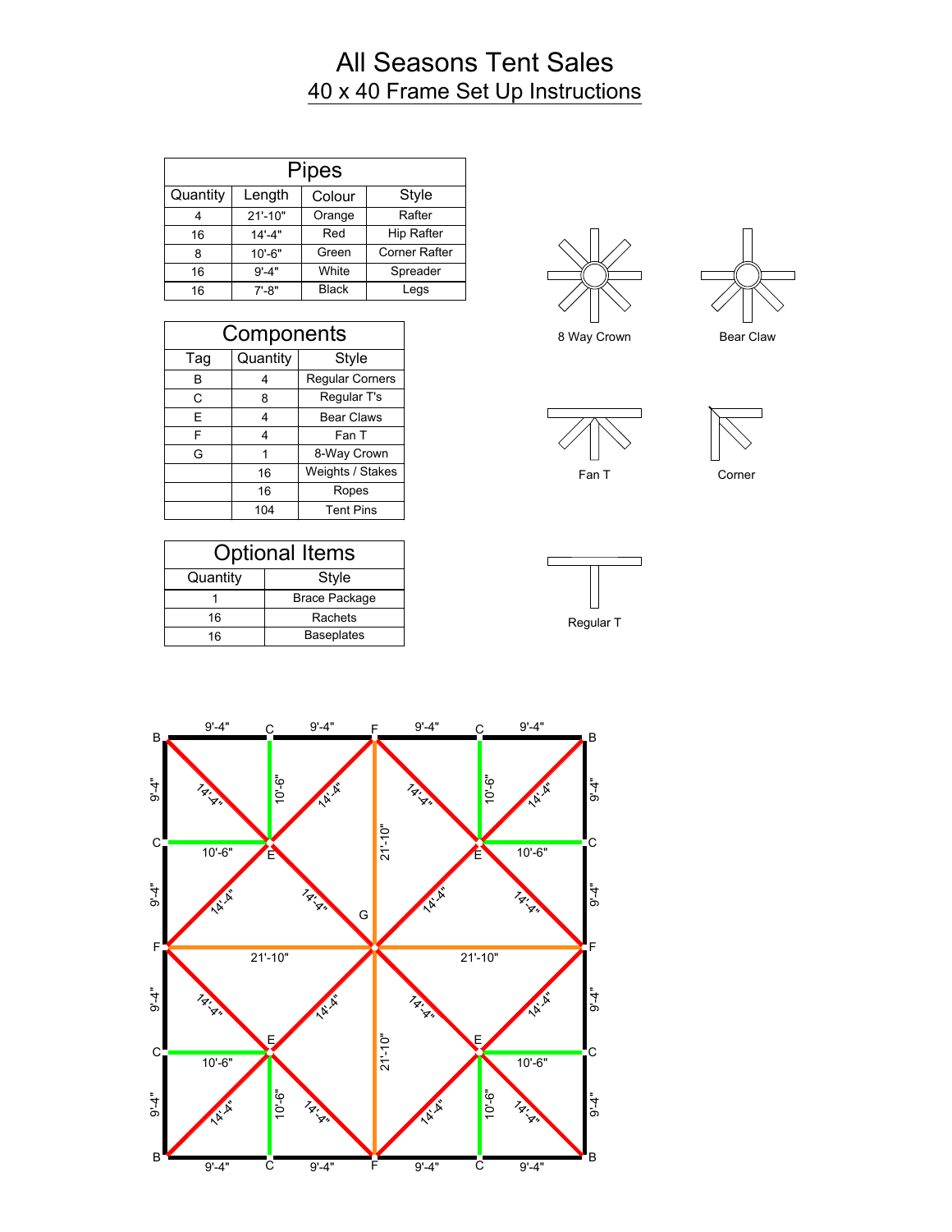# All Seasons Tent Sales

## 40 x 40 Frame Set Up Instructions

| Pipes | | | |
|---|---|---|---|
| Quantity | Length | Colour | Style |
| 4 | 21'-10" | Orange | Rafter |
| 16 | 14'-4" | Red | Hip Rafter |
| 8 | 10'-6" | Green | Corner Rafter |
| 16 | 9'-4" | White | Spreader |
| 16 | 7'-8" | Black | Legs |

| Components | | |
|---|---|---|
| Tag | Quantity | Style |
| B | 4 | Regular Corners |
| C | 8 | Regular T's |
| E | 4 | Bear Claws |
| F | 4 | Fan T |
| G | 1 | 8-Way Crown |
| | 16 | Weights / Stakes |
| | 16 | Ropes |
| | 104 | Tent Pins |

| Optional Items | |
|---|---|
| Quantity | Style |
| 1 | Brace Package |
| 16 | Rachets |
| 16 | Baseplates |

8 Way Crown

Bear Claw

Fan T

Corner

Regular T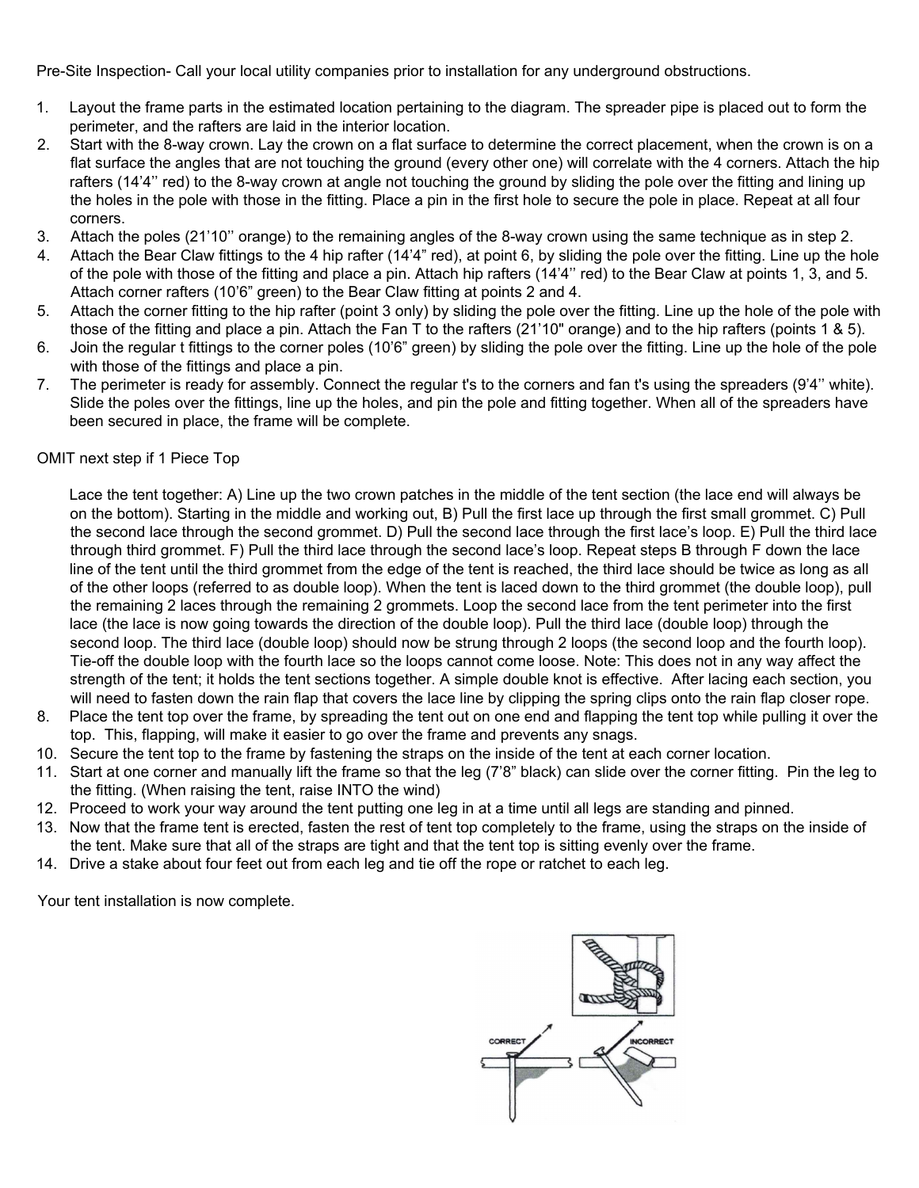Pre-Site Inspection- Call your local utility companies prior to installation for any underground obstructions.

1. Layout the frame parts in the estimated location pertaining to the diagram. The spreader pipe is placed out to form the perimeter, and the rafters are laid in the interior location.
2. Start with the 8-way crown. Lay the crown on a flat surface to determine the correct placement, when the crown is on a flat surface the angles that are not touching the ground (every other one) will correlate with the 4 corners. Attach the hip rafters (14'4'' red) to the 8-way crown at angle not touching the ground by sliding the pole over the fitting and lining up the holes in the pole with those in the fitting. Place a pin in the first hole to secure the pole in place. Repeat at all four corners.
3. Attach the poles (21'10'' orange) to the remaining angles of the 8-way crown using the same technique as in step 2.
4. Attach the Bear Claw fittings to the 4 hip rafter (14'4" red), at point 6, by sliding the pole over the fitting. Line up the hole of the pole with those of the fitting and place a pin. Attach hip rafters (14'4'' red) to the Bear Claw at points 1, 3, and 5. Attach corner rafters (10'6" green) to the Bear Claw fitting at points 2 and 4.
5. Attach the corner fitting to the hip rafter (point 3 only) by sliding the pole over the fitting. Line up the hole of the pole with those of the fitting and place a pin. Attach the Fan T to the rafters (21'10" orange) and to the hip rafters (points 1 & 5).
6. Join the regular t fittings to the corner poles (10'6" green) by sliding the pole over the fitting. Line up the hole of the pole with those of the fittings and place a pin.
7. The perimeter is ready for assembly. Connect the regular t's to the corners and fan t's using the spreaders (9'4'' white). Slide the poles over the fittings, line up the holes, and pin the pole and fitting together. When all of the spreaders have been secured in place, the frame will be complete.

OMIT next step if 1 Piece Top

Lace the tent together: A) Line up the two crown patches in the middle of the tent section (the lace end will always be on the bottom). Starting in the middle and working out, B) Pull the first lace up through the first small grommet. C) Pull the second lace through the second grommet. D) Pull the second lace through the first lace's loop. E) Pull the third lace through third grommet. F) Pull the third lace through the second lace's loop. Repeat steps B through F down the lace line of the tent until the third grommet from the edge of the tent is reached, the third lace should be twice as long as all of the other loops (referred to as double loop). When the tent is laced down to the third grommet (the double loop), pull the remaining 2 laces through the remaining 2 grommets. Loop the second lace from the tent perimeter into the first lace (the lace is now going towards the direction of the double loop). Pull the third lace (double loop) through the second loop. The third lace (double loop) should now be strung through 2 loops (the second loop and the fourth loop). Tie-off the double loop with the fourth lace so the loops cannot come loose. Note: This does not in any way affect the strength of the tent; it holds the tent sections together. A simple double knot is effective. After lacing each section, you will need to fasten down the rain flap that covers the lace line by clipping the spring clips onto the rain flap closer rope.

8. Place the tent top over the frame, by spreading the tent out on one end and flapping the tent top while pulling it over the top. This, flapping, will make it easier to go over the frame and prevents any snags.
10. Secure the tent top to the frame by fastening the straps on the inside of the tent at each corner location.
11. Start at one corner and manually lift the frame so that the leg (7'8" black) can slide over the corner fitting. Pin the leg to the fitting. (When raising the tent, raise INTO the wind)
12. Proceed to work your way around the tent putting one leg in at a time until all legs are standing and pinned.
13. Now that the frame tent is erected, fasten the rest of tent top completely to the frame, using the straps on the inside of the tent. Make sure that all of the straps are tight and that the tent top is sitting evenly over the frame.
14. Drive a stake about four feet out from each leg and tie off the rope or ratchet to each leg.

Your tent installation is now complete.

CORRECT

INCORRECT